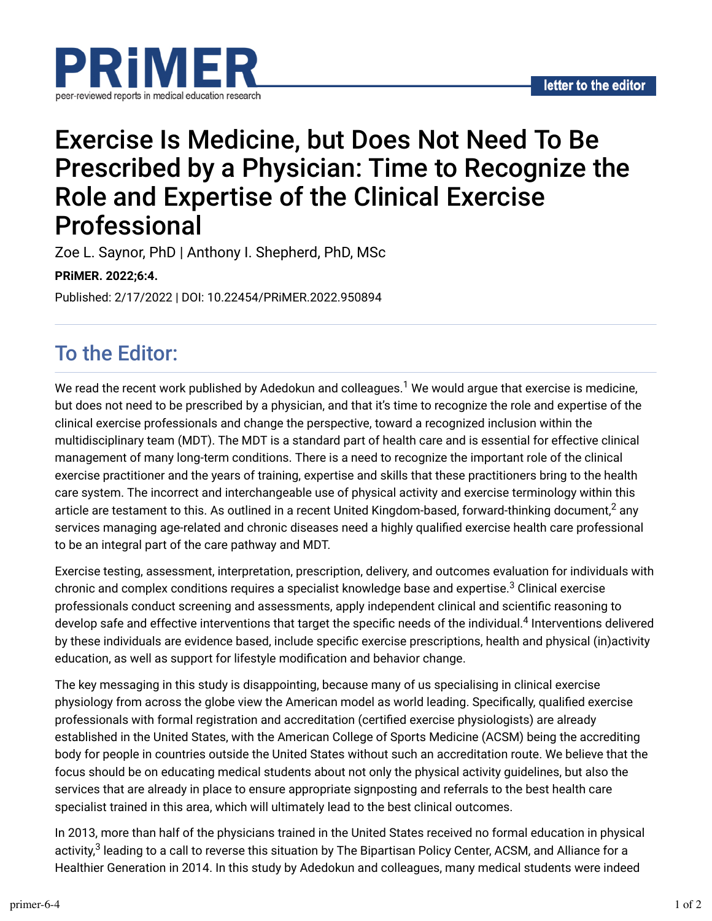# Exercise Is Medicine, but Does Not Need To Be Prescribed by a Physician: Time to Recognize the Role and Expertise of the Clinical Exercise Professional

Zoe L. Saynor, PhD | Anthony I. Shepherd, PhD, MSc

**PRiMER. 2022;6:4.**

Published: 2/17/2022 | DOI: 10.22454/PRiMER.2022.950894

## To the Editor:

We read the recent work published by Adedokun and colleagues.[1] We would argue that exercise is medicine, but does not need to be prescribed by a physician, and that it's time to recognize the role and expertise of the clinical exercise professionals and change the perspective, toward a recognized inclusion within the multidisciplinary team (MDT). The MDT is a standard part of health care and is essential for effective clinical management of many long-term conditions. There is a need to recognize the important role of the clinical exercise practitioner and the years of training, expertise and skills that these practitioners bring to the health care system. The incorrect and interchangeable use of physical activity and exercise terminology within this article are testament to this. As outlined in a recent United Kingdom-based, forward-thinking document,[2] any services managing age-related and chronic diseases need a highly qualified exercise health care professional to be an integral part of the care pathway and MDT.

Exercise testing, assessment, interpretation, prescription, delivery, and outcomes evaluation for individuals with chronic and complex conditions requires a specialist knowledge base and expertise.[3] Clinical exercise professionals conduct screening and assessments, apply independent clinical and scientific reasoning to develop safe and effective interventions that target the specific needs of the individual.[4] Interventions delivered by these individuals are evidence based, include specific exercise prescriptions, health and physical (in)activity education, as well as support for lifestyle modification and behavior change.

The key messaging in this study is disappointing, because many of us specialising in clinical exercise physiology from across the globe view the American model as world leading. Specifically, qualified exercise professionals with formal registration and accreditation (certified exercise physiologists) are already established in the United States, with the American College of Sports Medicine (ACSM) being the accrediting body for people in countries outside the United States without such an accreditation route. We believe that the focus should be on educating medical students about not only the physical activity guidelines, but also the services that are already in place to ensure appropriate signposting and referrals to the best health care specialist trained in this area, which will ultimately lead to the best clinical outcomes.

In 2013, more than half of the physicians trained in the United States received no formal education in physical activity,[3] leading to a call to reverse this situation by The Bipartisan Policy Center, ACSM, and Alliance for a Healthier Generation in 2014. In this study by Adedokun and colleagues, many medical students were indeed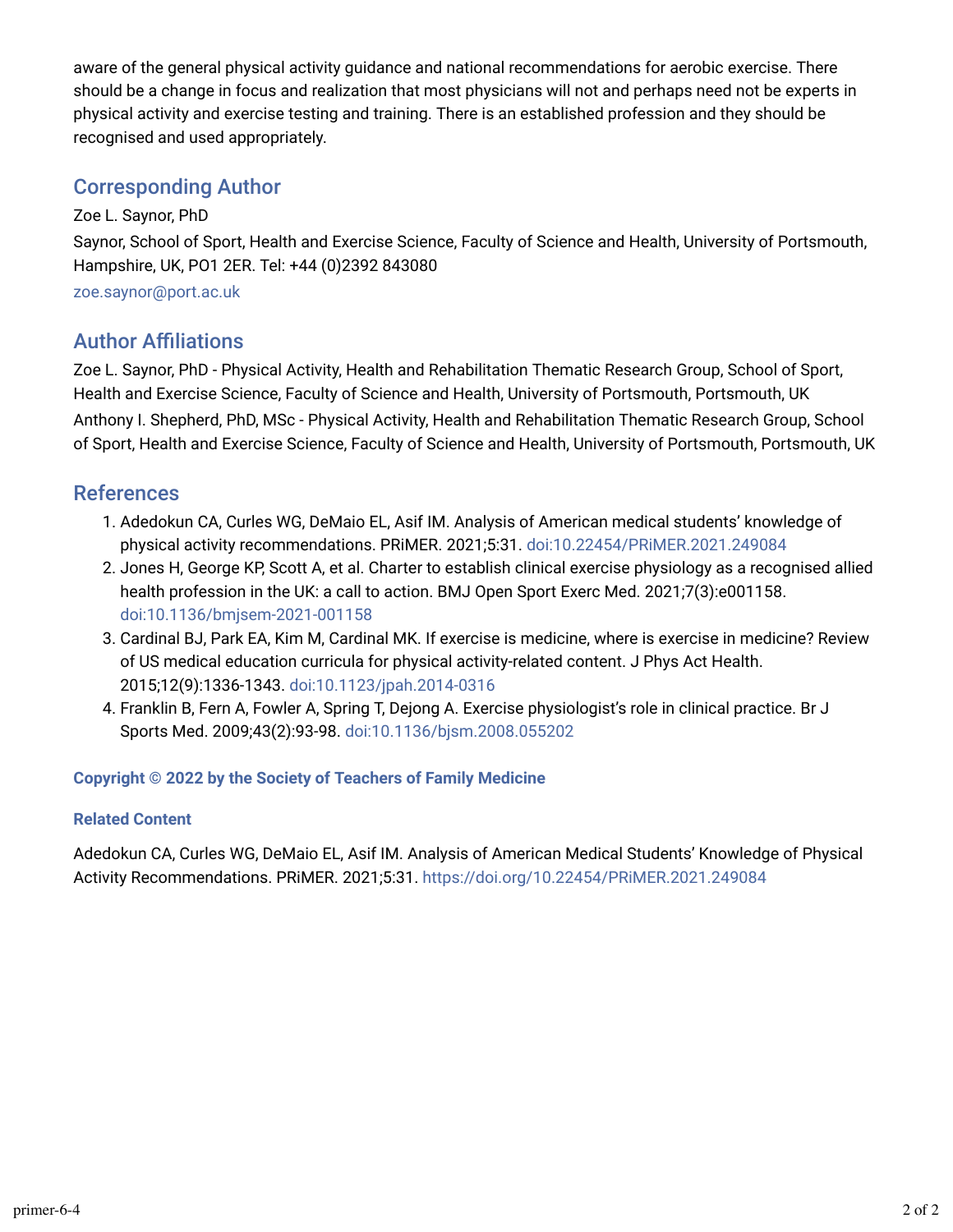aware of the general physical activity guidance and national recommendations for aerobic exercise. There should be a change in focus and realization that most physicians will not and perhaps need not be experts in physical activity and exercise testing and training. There is an established profession and they should be recognised and used appropriately.

## Corresponding Author

Zoe L. Saynor, PhD

Saynor, School of Sport, Health and Exercise Science, Faculty of Science and Health, University of Portsmouth, Hampshire, UK, PO1 2ER. Tel: +44 (0)2392 843080

zoe.saynor@port.ac.uk

## Author Affiliations

Zoe L. Saynor, PhD - Physical Activity, Health and Rehabilitation Thematic Research Group, School of Sport, Health and Exercise Science, Faculty of Science and Health, University of Portsmouth, Portsmouth, UK

Anthony I. Shepherd, PhD, MSc - Physical Activity, Health and Rehabilitation Thematic Research Group, School of Sport, Health and Exercise Science, Faculty of Science and Health, University of Portsmouth, Portsmouth, UK

## References

1. Adedokun CA, Curles WG, DeMaio EL, Asif IM. Analysis of American medical students' knowledge of physical activity recommendations. PRiMER. 2021;5:31. doi:10.22454/PRiMER.2021.249084
2. Jones H, George KP, Scott A, et al. Charter to establish clinical exercise physiology as a recognised allied health profession in the UK: a call to action. BMJ Open Sport Exerc Med. 2021;7(3):e001158. doi:10.1136/bmjsem-2021-001158
3. Cardinal BJ, Park EA, Kim M, Cardinal MK. If exercise is medicine, where is exercise in medicine? Review of US medical education curricula for physical activity-related content. J Phys Act Health. 2015;12(9):1336-1343. doi:10.1123/jpah.2014-0316
4. Franklin B, Fern A, Fowler A, Spring T, Dejong A. Exercise physiologist's role in clinical practice. Br J Sports Med. 2009;43(2):93-98. doi:10.1136/bjsm.2008.055202

**Copyright © 2022 by the Society of Teachers of Family Medicine**

**Related Content**

Adedokun CA, Curles WG, DeMaio EL, Asif IM. Analysis of American Medical Students' Knowledge of Physical Activity Recommendations. PRiMER. 2021;5:31. https://doi.org/10.22454/PRiMER.2021.249084